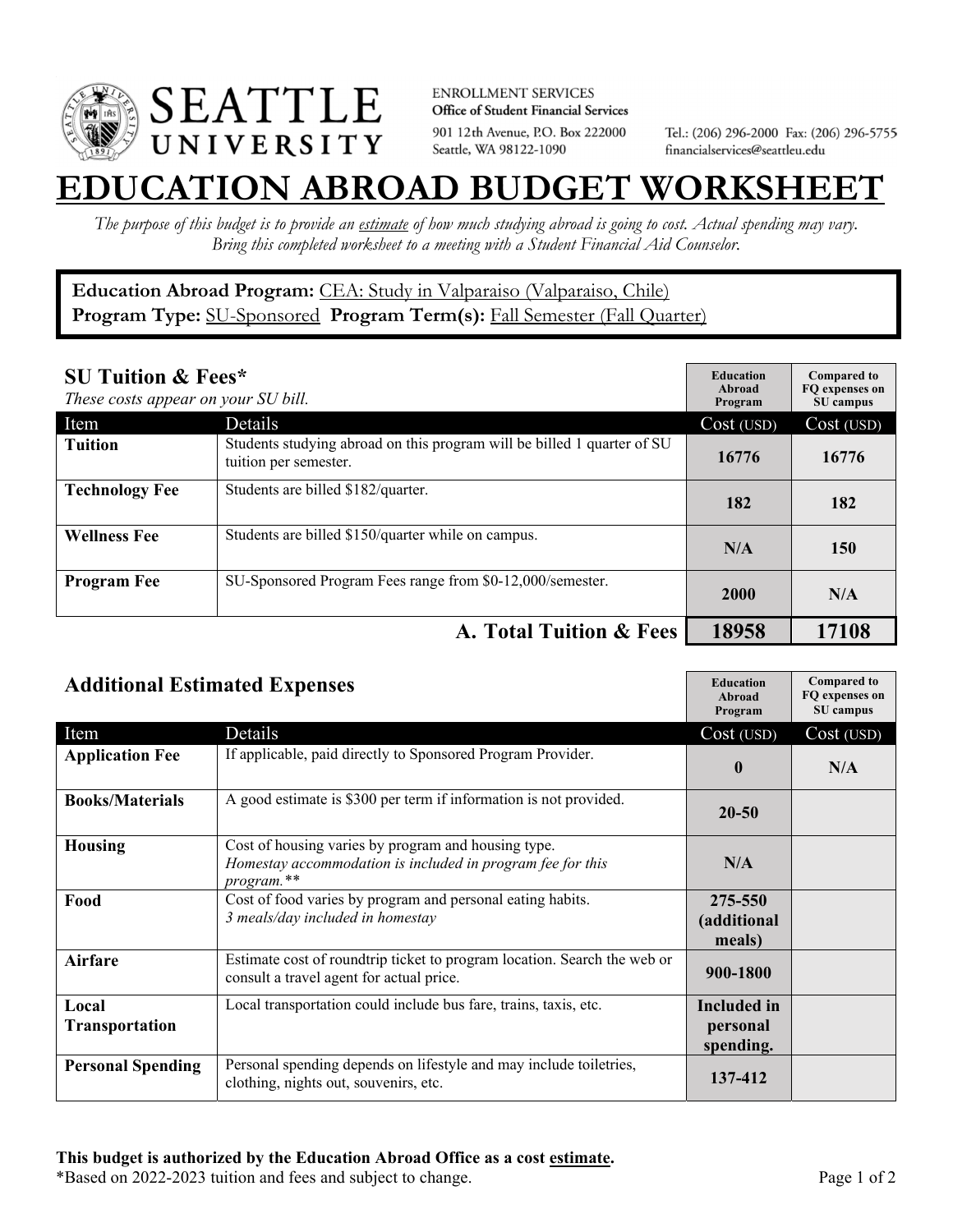SEATTLE UNIVERSITY

ENROLLMENT SERVICES
**Office of Student Financial Services**
901 12th Avenue, P.O. Box 222000
Seattle, WA 98122-1090

Tel.: (206) 296-2000 Fax: (206) 296-5755
financialservices@seattleu.edu

# EDUCATION ABROAD BUDGET WORKSHEET

*The purpose of this budget is to provide an estimate of how much studying abroad is going to cost. Actual spending may vary. Bring this completed worksheet to a meeting with a Student Financial Aid Counselor.*

**Education Abroad Program:** CEA: Study in Valparaiso (Valparaiso, Chile)
**Program Type:** SU-Sponsored **Program Term(s):** Fall Semester (Fall Quarter)

## SU Tuition & Fees*

*These costs appear on your SU bill.*

| Item | Details | Education Abroad Program Cost (USD) | Compared to FQ expenses on SU campus Cost (USD) |
|---|---|---|---|
| **Tuition** | Students studying abroad on this program will be billed 1 quarter of SU tuition per semester. | **16776** | **16776** |
| **Technology Fee** | Students are billed $182/quarter. | **182** | **182** |
| **Wellness Fee** | Students are billed $150/quarter while on campus. | **N/A** | **150** |
| **Program Fee** | SU-Sponsored Program Fees range from $0-12,000/semester. | **2000** | **N/A** |
| | **A. Total Tuition & Fees** | **18958** | **17108** |

## Additional Estimated Expenses

| Item | Details | Education Abroad Program Cost (USD) | Compared to FQ expenses on SU campus Cost (USD) |
|---|---|---|---|
| **Application Fee** | If applicable, paid directly to Sponsored Program Provider. | **0** | **N/A** |
| **Books/Materials** | A good estimate is $300 per term if information is not provided. | **20-50** | |
| **Housing** | Cost of housing varies by program and housing type. *Homestay accommodation is included in program fee for this program.*** | **N/A** | |
| **Food** | Cost of food varies by program and personal eating habits. *3 meals/day included in homestay* | **275-550 (additional meals)** | |
| **Airfare** | Estimate cost of roundtrip ticket to program location. Search the web or consult a travel agent for actual price. | **900-1800** | |
| **Local Transportation** | Local transportation could include bus fare, trains, taxis, etc. | **Included in personal spending.** | |
| **Personal Spending** | Personal spending depends on lifestyle and may include toiletries, clothing, nights out, souvenirs, etc. | **137-412** | |

**This budget is authorized by the Education Abroad Office as a cost estimate.**
*Based on 2022-2023 tuition and fees and subject to change.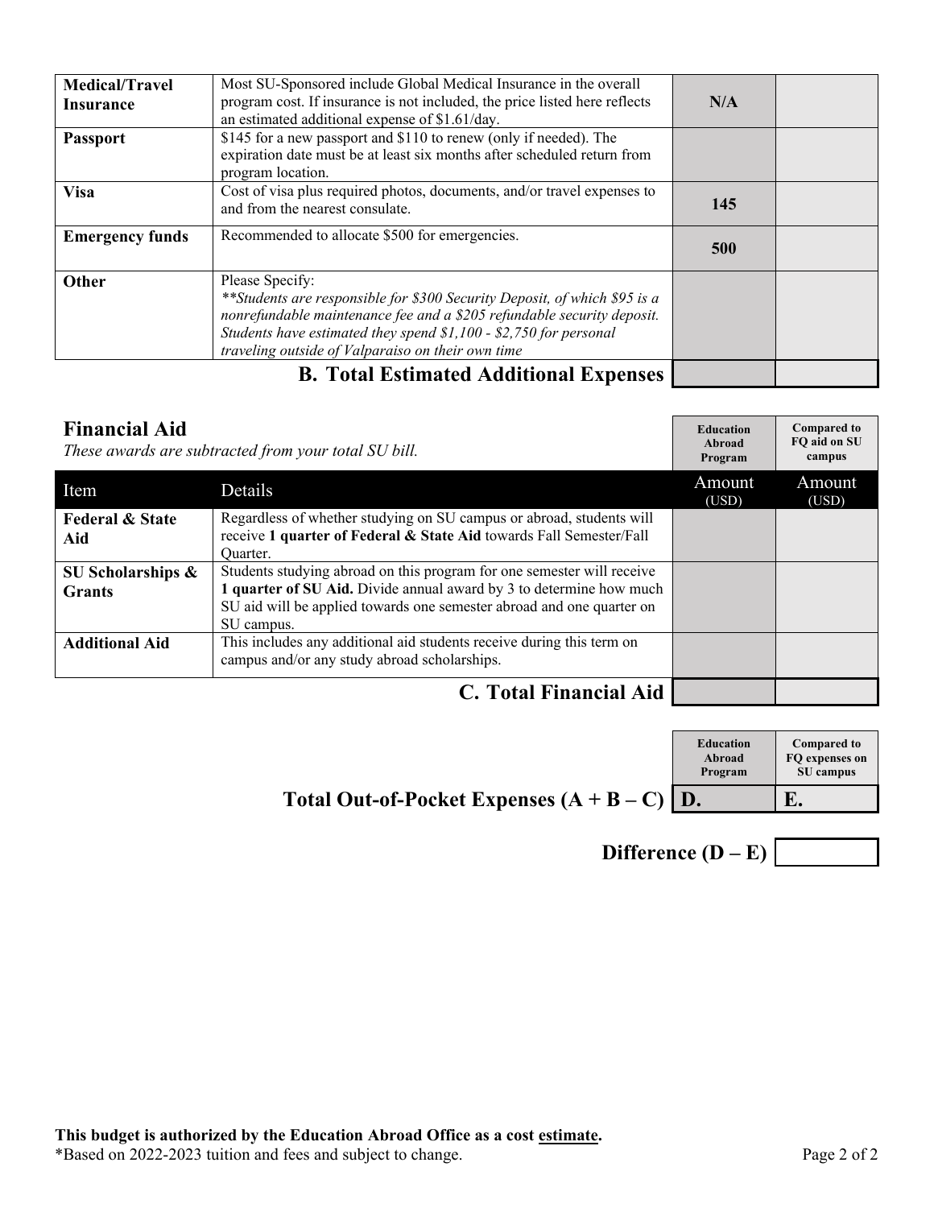| | | | |
|---|---|---|---|
| **Medical/Travel Insurance** | Most SU-Sponsored include Global Medical Insurance in the overall program cost. If insurance is not included, the price listed here reflects an estimated additional expense of $1.61/day. | **N/A** | |
| **Passport** | $145 for a new passport and $110 to renew (only if needed). The expiration date must be at least six months after scheduled return from program location. | | |
| **Visa** | Cost of visa plus required photos, documents, and/or travel expenses to and from the nearest consulate. | **145** | |
| **Emergency funds** | Recommended to allocate $500 for emergencies. | **500** | |
| **Other** | Please Specify: *\*\*Students are responsible for $300 Security Deposit, of which $95 is a nonrefundable maintenance fee and a $205 refundable security deposit. Students have estimated they spend $1,100 - $2,750 for personal traveling outside of Valparaiso on their own time* | | |
| | **B. Total Estimated Additional Expenses** | | |

## Financial Aid

*These awards are subtracted from your total SU bill.*

| | | Education Abroad Program | Compared to FQ aid on SU campus |
|---|---|---|---|
| **Item** | **Details** | **Amount (USD)** | **Amount (USD)** |
| **Federal & State Aid** | Regardless of whether studying on SU campus or abroad, students will receive **1 quarter of Federal & State Aid** towards Fall Semester/Fall Quarter. | | |
| **SU Scholarships & Grants** | Students studying abroad on this program for one semester will receive **1 quarter of SU Aid.** Divide annual award by 3 to determine how much SU aid will be applied towards one semester abroad and one quarter on SU campus. | | |
| **Additional Aid** | This includes any additional aid students receive during this term on campus and/or any study abroad scholarships. | | |
| | **C. Total Financial Aid** | | |

| | Education Abroad Program | Compared to FQ expenses on SU campus |
|---|---|---|
| **Total Out-of-Pocket Expenses (A + B – C)** | **D.** | **E.** |

**Difference (D – E)**

**This budget is authorized by the Education Abroad Office as a cost estimate.**
*Based on 2022-2023 tuition and fees and subject to change.